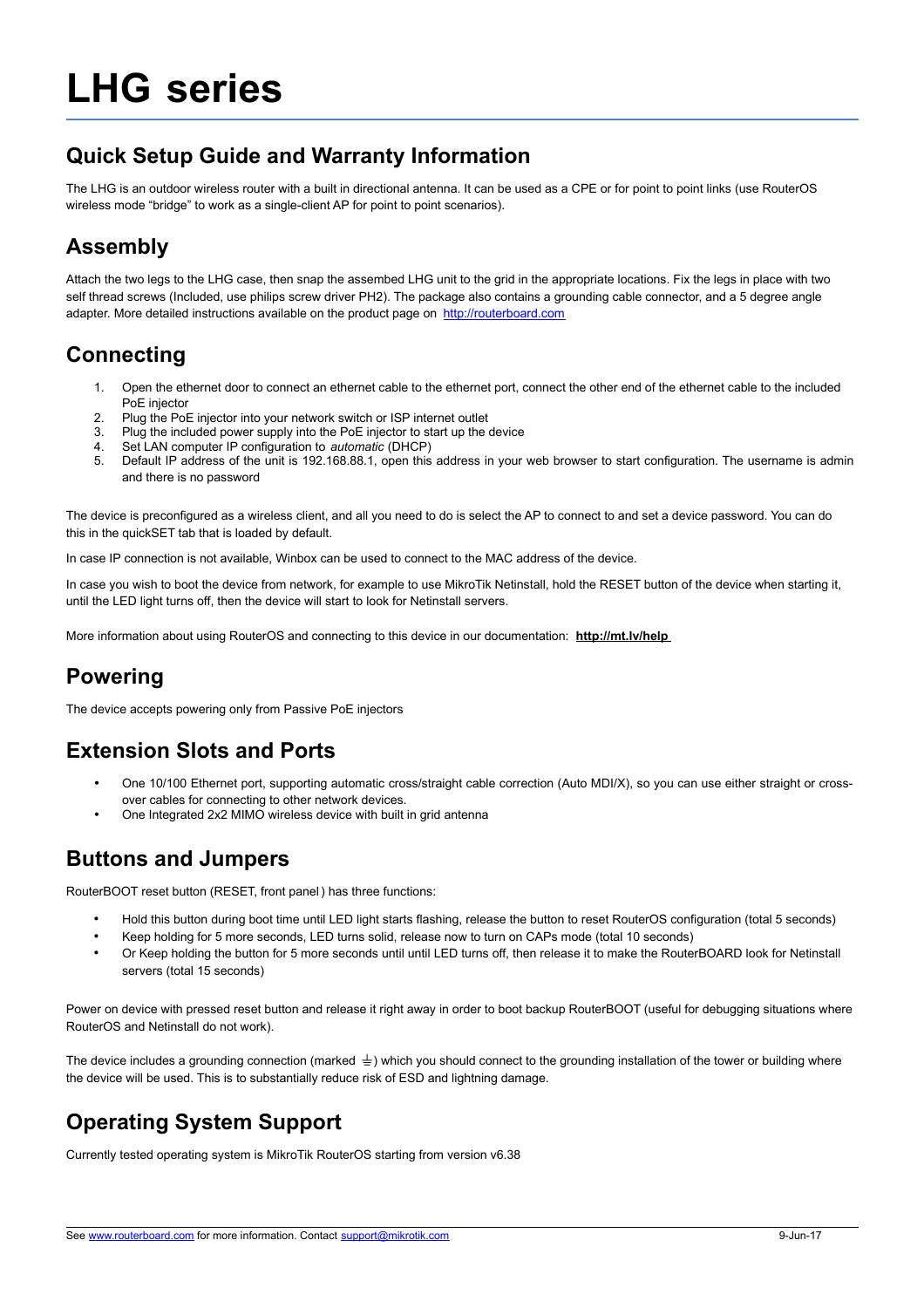# LHG series

## Quick Setup Guide and Warranty Information

The LHG is an outdoor wireless router with a built in directional antenna. It can be used as a CPE or for point to point links (use RouterOS wireless mode "bridge" to work as a single-client AP for point to point scenarios).

## Assembly

Attach the two legs to the LHG case, then snap the assembed LHG unit to the grid in the appropriate locations. Fix the legs in place with two self thread screws (Included, use philips screw driver PH2). The package also contains a grounding cable connector, and a 5 degree angle adapter. More detailed instructions available on the product page on [http://routerboard.com](http://routerboard.com)

## Connecting

1. Open the ethernet door to connect an ethernet cable to the ethernet port, connect the other end of the ethernet cable to the included PoE injector
2. Plug the PoE injector into your network switch or ISP internet outlet
3. Plug the included power supply into the PoE injector to start up the device
4. Set LAN computer IP configuration to *automatic* (DHCP)
5. Default IP address of the unit is 192.168.88.1, open this address in your web browser to start configuration. The username is admin and there is no password

The device is preconfigured as a wireless client, and all you need to do is select the AP to connect to and set a device password. You can do this in the quickSET tab that is loaded by default.

In case IP connection is not available, Winbox can be used to connect to the MAC address of the device.

In case you wish to boot the device from network, for example to use MikroTik Netinstall, hold the RESET button of the device when starting it, until the LED light turns off, then the device will start to look for Netinstall servers.

More information about using RouterOS and connecting to this device in our documentation: **[http://mt.lv/help](http://mt.lv/help)**

## Powering

The device accepts powering only from Passive PoE injectors

## Extension Slots and Ports

- One 10/100 Ethernet port, supporting automatic cross/straight cable correction (Auto MDI/X), so you can use either straight or cross-over cables for connecting to other network devices.
- One Integrated 2x2 MIMO wireless device with built in grid antenna

## Buttons and Jumpers

RouterBOOT reset button (RESET, front panel ) has three functions:

- Hold this button during boot time until LED light starts flashing, release the button to reset RouterOS configuration (total 5 seconds)
- Keep holding for 5 more seconds, LED turns solid, release now to turn on CAPs mode (total 10 seconds)
- Or Keep holding the button for 5 more seconds until until LED turns off, then release it to make the RouterBOARD look for Netinstall servers (total 15 seconds)

Power on device with pressed reset button and release it right away in order to boot backup RouterBOOT (useful for debugging situations where RouterOS and Netinstall do not work).

The device includes a grounding connection (marked ⏚) which you should connect to the grounding installation of the tower or building where the device will be used. This is to substantially reduce risk of ESD and lightning damage.

## Operating System Support

Currently tested operating system is MikroTik RouterOS starting from version v6.38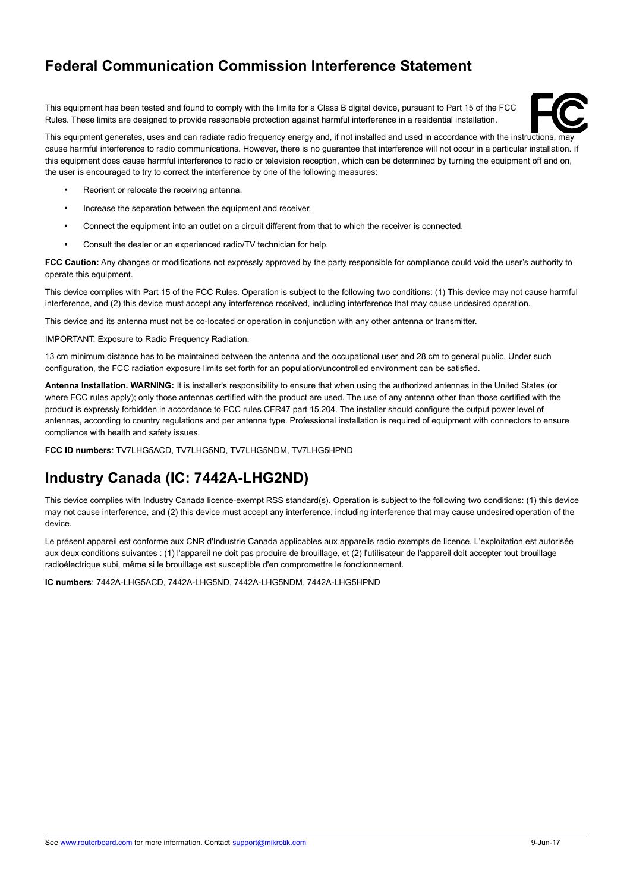## Federal Communication Commission Interference Statement

This equipment has been tested and found to comply with the limits for a Class B digital device, pursuant to Part 15 of the FCC Rules. These limits are designed to provide reasonable protection against harmful interference in a residential installation.

This equipment generates, uses and can radiate radio frequency energy and, if not installed and used in accordance with the instructions, may cause harmful interference to radio communications. However, there is no guarantee that interference will not occur in a particular installation. If this equipment does cause harmful interference to radio or television reception, which can be determined by turning the equipment off and on, the user is encouraged to try to correct the interference by one of the following measures:

- Reorient or relocate the receiving antenna.
- Increase the separation between the equipment and receiver.
- Connect the equipment into an outlet on a circuit different from that to which the receiver is connected.
- Consult the dealer or an experienced radio/TV technician for help.

**FCC Caution:** Any changes or modifications not expressly approved by the party responsible for compliance could void the user's authority to operate this equipment.

This device complies with Part 15 of the FCC Rules. Operation is subject to the following two conditions: (1) This device may not cause harmful interference, and (2) this device must accept any interference received, including interference that may cause undesired operation.

This device and its antenna must not be co-located or operation in conjunction with any other antenna or transmitter.

IMPORTANT: Exposure to Radio Frequency Radiation.

13 cm minimum distance has to be maintained between the antenna and the occupational user and 28 cm to general public. Under such configuration, the FCC radiation exposure limits set forth for an population/uncontrolled environment can be satisfied.

**Antenna Installation. WARNING:** It is installer's responsibility to ensure that when using the authorized antennas in the United States (or where FCC rules apply); only those antennas certified with the product are used. The use of any antenna other than those certified with the product is expressly forbidden in accordance to FCC rules CFR47 part 15.204. The installer should configure the output power level of antennas, according to country regulations and per antenna type. Professional installation is required of equipment with connectors to ensure compliance with health and safety issues.

**FCC ID numbers**: TV7LHG5ACD, TV7LHG5ND, TV7LHG5NDM, TV7LHG5HPND

## Industry Canada (IC: 7442A-LHG2ND)

This device complies with Industry Canada licence-exempt RSS standard(s). Operation is subject to the following two conditions: (1) this device may not cause interference, and (2) this device must accept any interference, including interference that may cause undesired operation of the device.

Le présent appareil est conforme aux CNR d'Industrie Canada applicables aux appareils radio exempts de licence. L'exploitation est autorisée aux deux conditions suivantes : (1) l'appareil ne doit pas produire de brouillage, et (2) l'utilisateur de l'appareil doit accepter tout brouillage radioélectrique subi, même si le brouillage est susceptible d'en compromettre le fonctionnement.

**IC numbers**: 7442A-LHG5ACD, 7442A-LHG5ND, 7442A-LHG5NDM, 7442A-LHG5HPND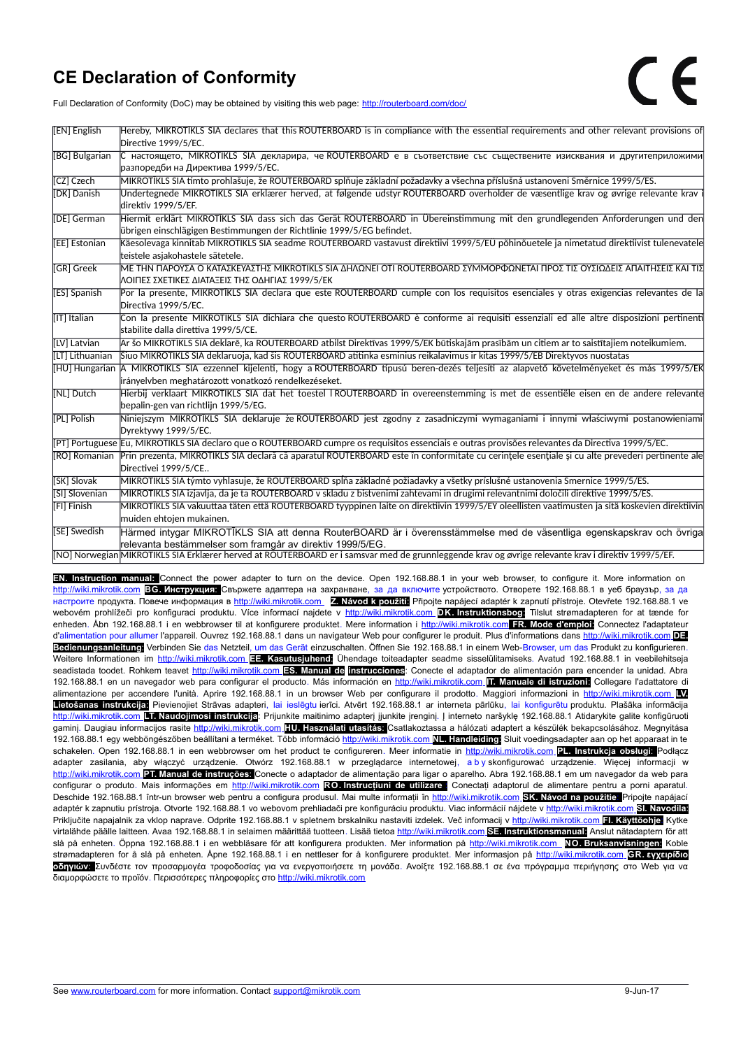# CE Declaration of Conformity

Full Declaration of Conformity (DoC) may be obtained by visiting this web page: http://routerboard.com/doc/

| | |
|---|---|
| [EN] English | Hereby, MIKROTIKLS SIA declares that this ROUTERBOARD is in compliance with the essential requirements and other relevant provisions of Directive 1999/5/EC. |
| [BG] Bulgarian | С настоящето, MIKROTIKLS SIA декларира, че ROUTERBOARD е в съответствие със съществените изисквания и другитеприложими разпоредби на Директива 1999/5/ЕС. |
| [CZ] Czech | MIKROTIKLS SIA tímto prohlašuje, že ROUTERBOARD splňuje základní požadavky a všechna příslušná ustanovení Směrnice 1999/5/ES. |
| [DK] Danish | Undertegnede MIKROTIKLS SIA erklærer herved, at følgende udstyr ROUTERBOARD overholder de væsentlige krav og øvrige relevante krav i direktiv 1999/5/EF. |
| [DE] German | Hiermit erklärt MIKROTIKLS SIA dass sich das Gerät ROUTERBOARD in Übereinstimmung mit den grundlegenden Anforderungen und den übrigen einschlägigen Bestimmungen der Richtlinie 1999/5/EG befindet. |
| [EE] Estonian | Käesolevaga kinnitab MIKROTIKLS SIA seadme ROUTERBOARD vastavust direktiivi 1999/5/EÜ põhinõuetele ja nimetatud direktiivist tulenevatele teistele asjakohastele sätetele. |
| [GR] Greek | ΜΕ ΤΗΝ ΠΑΡΟΥΣΑ Ο ΚΑΤΑΣΚΕΥΑΣΤΗΣ MIKROTIKLS SIA ΔΗΛΩΝΕΙ ΟΤΙ ROUTERBOARD ΣΥΜΜΟΡΦΩΝΕΤΑΙ ΠΡΟΣ ΤΙΣ ΟΥΣΙΩΔΕΙΣ ΑΠΑΙΤΗΣΕΙΣ ΚΑΙ ΤΙΣ ΛΟΙΠΕΣ ΣΧΕΤΙΚΕΣ ΔΙΑΤΑΞΕΙΣ ΤΗΣ ΟΔΗΓΙΑΣ 1999/5/ΕΚ |
| [ES] Spanish | Por la presente, MIKROTIKLS SIA declara que este ROUTERBOARD cumple con los requisitos esenciales y otras exigencias relevantes de la Directiva 1999/5/EC. |
| [IT] Italian | Con la presente MIKROTIKLS SIA dichiara che questo ROUTERBOARD è conforme ai requisiti essenziali ed alle altre disposizioni pertinenti stabilite dalla direttiva 1999/5/CE. |
| [LV] Latvian | Ar šo MIKROTIKLS SIA deklarē, ka ROUTERBOARD atbilst Direktīvas 1999/5/EK būtiskajām prasībām un citiem ar to saistītajiem noteikumiem. |
| [LT] Lithuanian | Šiuo MIKROTIKLS SIA deklaruoja, kad šis ROUTERBOARD atitinka esminius reikalavimus ir kitas 1999/5/EB Direktyvos nuostatas |
| [HU] Hungarian | A MIKROTIKLS SIA ezzennel kijelenti, hogy a ROUTERBOARD típusú beren-dezés teljesíti az alapvető követelményeket és más 1999/5/EK irányelvben meghatározott vonatkozó rendelkezéseket. |
| [NL] Dutch | Hierbij verklaart MIKROTIKLS SIA dat het toestel l ROUTERBOARD in overeenstemming is met de essentiële eisen en de andere relevante bepalin-gen van richtlijn 1999/5/EG. |
| [PL] Polish | Niniejszym MIKROTIKLS SIA deklaruje że ROUTERBOARD jest zgodny z zasadniczymi wymaganiami i innymi właściwymi postanowieniami Dyrektywy 1999/5/EC. |
| [PT] Portuguese | Eu, MIKROTIKLS SIA declaro que o ROUTERBOARD cumpre os requisitos essenciais e outras provisões relevantes da Directiva 1999/5/EC. |
| [RO] Romanian | Prin prezenta, MIKROTIKLS SIA declară că aparatul ROUTERBOARD este în conformitate cu cerinţele esenţiale şi cu alte prevederi pertinente ale Directivei 1999/5/CE.. |
| [SK] Slovak | MIKROTIKLS SIA týmto vyhlasuje, že ROUTERBOARD spĺňa základné požiadavky a všetky príslušné ustanovenia Smernice 1999/5/ES. |
| [SI] Slovenian | MIKROTIKLS SIA izjavlja, da je ta ROUTERBOARD v skladu z bistvenimi zahtevami in drugimi relevantnimi določili direktive 1999/5/ES. |
| [FI] Finish | MIKROTIKLS SIA vakuuttaa täten että ROUTERBOARD tyyppinen laite on direktiivin 1999/5/EY oleellisten vaatimusten ja sitä koskevien direktiivin muiden ehtojen mukainen. |
| [SE] Swedish | Härmed intygar MIKROTIKLS SIA att denna RouterBOARD är i överensstämmelse med de väsentliga egenskapskrav och övriga relevanta bestämmelser som framgår av direktiv 1999/5/EG. |
| [NO] Norwegian | MIKROTIKLS SIA Erklærer herved at ROUTERBOARD er i samsvar med de grunnleggende krav og øvrige relevante krav i direktiv 1999/5/EF. |

**EN. Instruction manual:** Connect the power adapter to turn on the device. Open 192.168.88.1 in your web browser, to configure it. More information on http://wiki.mikrotik.com **BG. Инструкция:** Свържете адаптера на захранване, за да включите устройството. Отворете 192.168.88.1 в уеб браузър, за да настроите продукта. Повече информация в http://wiki.mikrotik.com **Z. Návod k použití:** Připojte napájecí adaptér k zapnutí přístroje. Otevřete 192.168.88.1 ve webovém prohlížeči pro konfiguraci produktu. Více informací najdete v http://wiki.mikrotik.com **DK. Instruktionsbog:** Tilslut strømadapteren for at tænde for enheden. Åbn 192.168.88.1 i en webbrowser til at konfigurere produktet. Mere information i http://wiki.mikrotik.com **FR. Mode d'emploi:** Connectez l'adaptateur d'alimentation pour allumer l'appareil. Ouvrez 192.168.88.1 dans un navigateur Web pour configurer le produit. Plus d'informations dans http://wiki.mikrotik.com **DE. Bedienungsanleitung:** Verbinden Sie das Netzteil, um das Gerät einzuschalten. Öffnen Sie 192.168.88.1 in einem Web-Browser, um das Produkt zu konfigurieren. Weitere Informationen im http://wiki.mikrotik.com **EE. Kasutusjuhend:** Ühendage toiteadapter seadme sisselülitamiseks. Avatud 192.168.88.1 in veebilehitseja seadistada toodet. Rohkem teavet http://wiki.mikrotik.com **ES. Manual de instrucciones:** Conecte el adaptador de alimentación para encender la unidad. Abra 192.168.88.1 en un navegador web para configurar el producto. Más información en http://wiki.mikrotik.com **IT. Manuale di istruzioni:** Collegare l'adattatore di alimentazione per accendere l'unità. Aprire 192.168.88.1 in un browser Web per configurare il prodotto. Maggiori informazioni in http://wiki.mikrotik.com **LV. Lietošanas instrukcija:** Pievienojiet Strāvas adapteri, lai ieslēgtu ierīci. Atvērt 192.168.88.1 ar interneta pārlūku, lai konfigurētu produktu. Plašāka informācija http://wiki.mikrotik.com **LT. Naudojimosi instrukcija:** Prijunkite maitinimo adapterį įjunkite įrenginį. Į interneto naršyklę 192.168.88.1 Atidarykite galite konfigūruoti gaminį. Daugiau informacijos rasite http://wiki.mikrotik.com **HU. Használati utasítás:** Csatlakoztassa a hálózati adaptert a készülék bekapcsolásához. Megnyitása 192.168.88.1 egy webböngészőben beállítani a terméket. Több információ http://wiki.mikrotik.com **NL. Handleiding:** Sluit voedingsadapter aan op het apparaat in te schakelen. Open 192.168.88.1 in een webbrowser om het product te configureren. Meer informatie in http://wiki.mikrotik.com **PL. Instrukcja obsługi:** Podłącz adapter zasilania, aby włączyć urządzenie. Otwórz 192.168.88.1 w przeglądarce internetowej, a b y skonfigurować urządzenie. Więcej informacji w http://wiki.mikrotik.com **PT. Manual de instruções:** Conecte o adaptador de alimentação para ligar o aparelho. Abra 192.168.88.1 em um navegador da web para configurar o produto. Mais informações em http://wiki.mikrotik.com **RO. Instrucțiuni de utilizare:** Conectați adaptorul de alimentare pentru a porni aparatul. Deschide 192.168.88.1 într-un browser web pentru a configura produsul. Mai multe informații în http://wiki.mikrotik.com **SK. Návod na použitie:** Pripojte napájací adaptér k zapnutiu prístroja. Otvorte 192.168.88.1 vo webovom prehliadači pre konfiguráciu produktu. Viac informácií nájdete v http://wiki.mikrotik.com **SI. Navodila:** Priključite napajalnik za vklop naprave. Odprite 192.168.88.1 v spletnem brskalniku nastaviti izdelek. Več informacij v http://wiki.mikrotik.com **FI. Käyttöohje:** Kytke virtalähde päälle laitteen. Avaa 192.168.88.1 in selaimen määrittää tuotteen. Lisää tietoa http://wiki.mikrotik.com **SE. Instruktionsmanual:** Anslut nätadaptern för att slå på enheten. Öppna 192.168.88.1 i en webbläsare för att konfigurera produkten. Mer information på http://wiki.mikrotik.com **NO. Bruksanvisningen:** Koble strømadapteren for å slå på enheten. Åpne 192.168.88.1 i en nettleser for å konfigurere produktet. Mer informasjon på http://wiki.mikrotik.com **GR. εγχειρίδιο οδηγιών:** Συνδέστε τον προσαρμογέα τροφοδοσίας για να ενεργοποιήσετε τη μονάδα. Ανοίξτε 192.168.88.1 σε ένα πρόγραμμα περιήγησης στο Web για να διαμορφώσετε το προϊόν. Περισσότερες πληροφορίες στο http://wiki.mikrotik.com

See www.routerboard.com for more information. Contact support@mikrotik.com 9-Jun-17